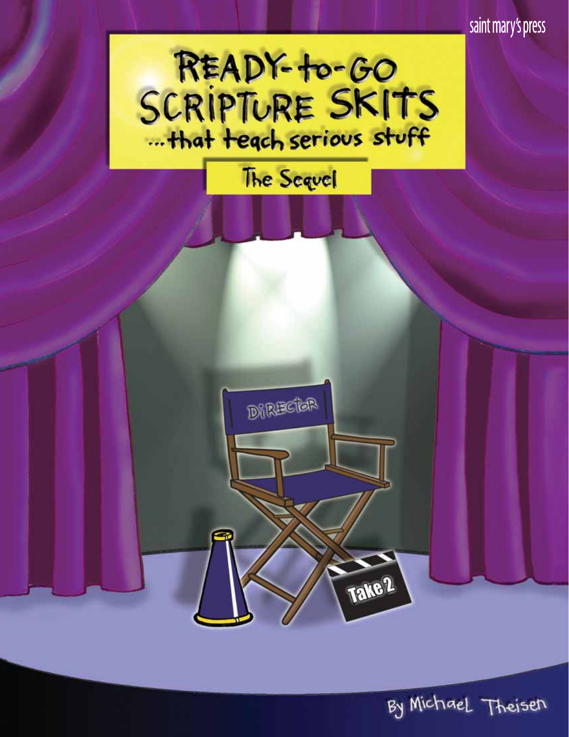saint mary's press

# READY-to-GO SCRIPTURE SKITS

## ...that teach serious stuff

### The Sequel

DIRECTOR

Take 2

By Michael Theisen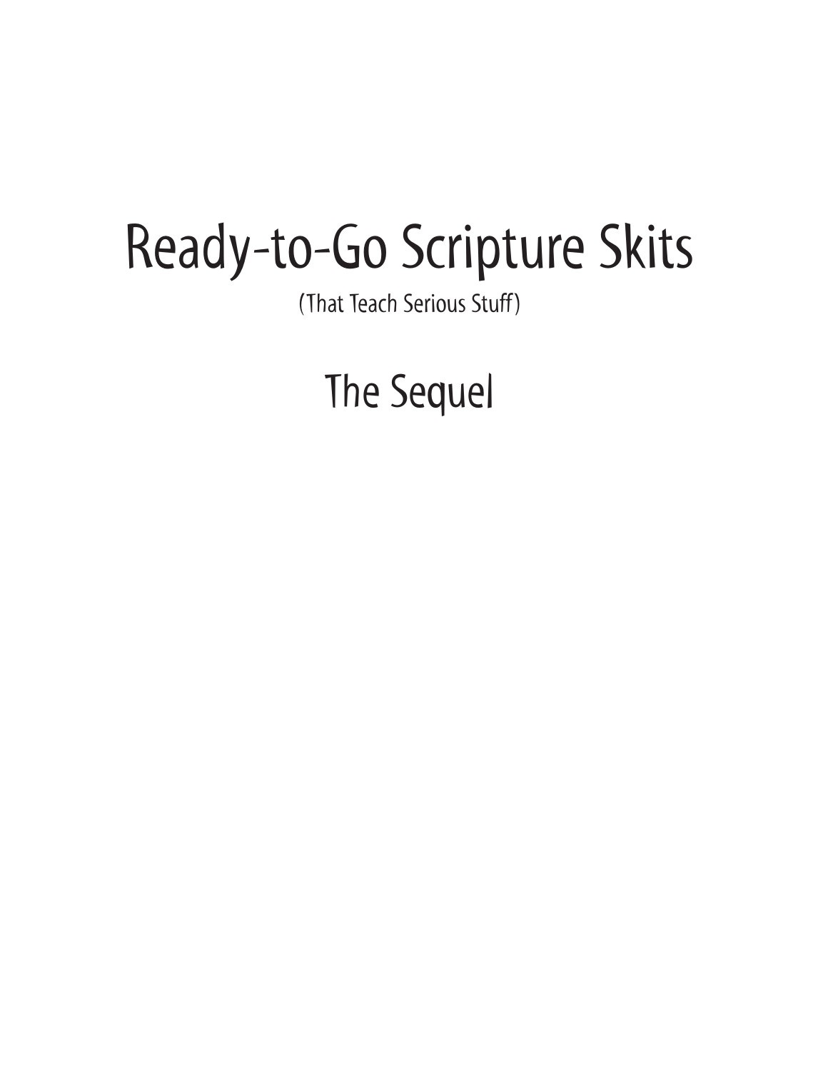# Ready-to-Go Scripture Skits

(That Teach Serious Stuff)

## The Sequel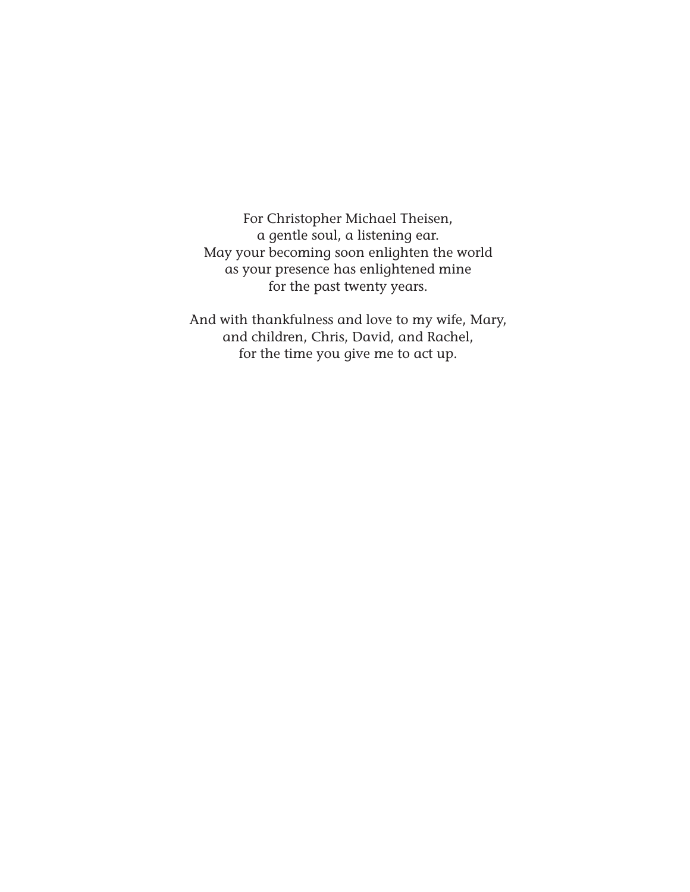For Christopher Michael Theisen,
a gentle soul, a listening ear.
May your becoming soon enlighten the world
as your presence has enlightened mine
for the past twenty years.

And with thankfulness and love to my wife, Mary,
and children, Chris, David, and Rachel,
for the time you give me to act up.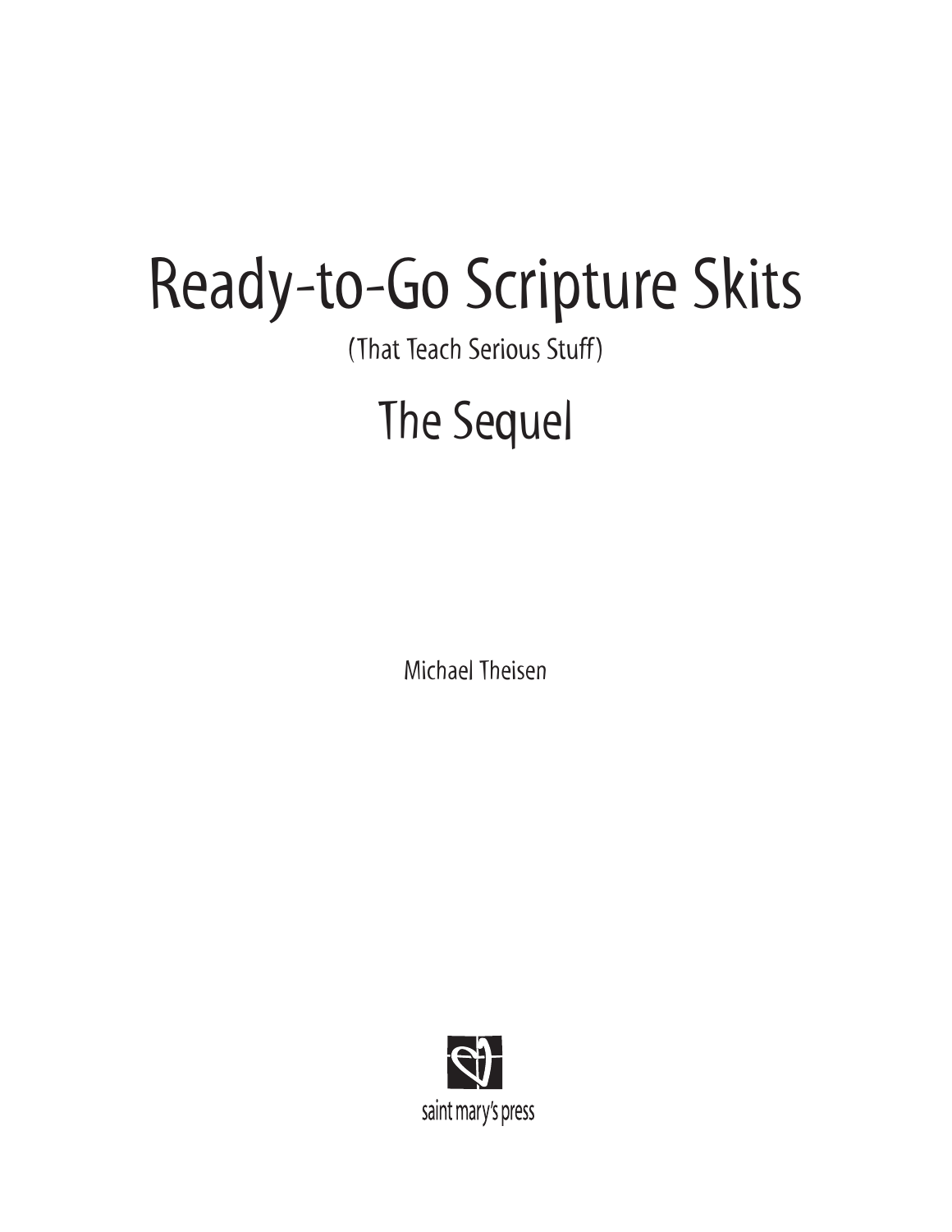# Ready-to-Go Scripture Skits

(That Teach Serious Stuff)

## The Sequel

Michael Theisen

saint mary's press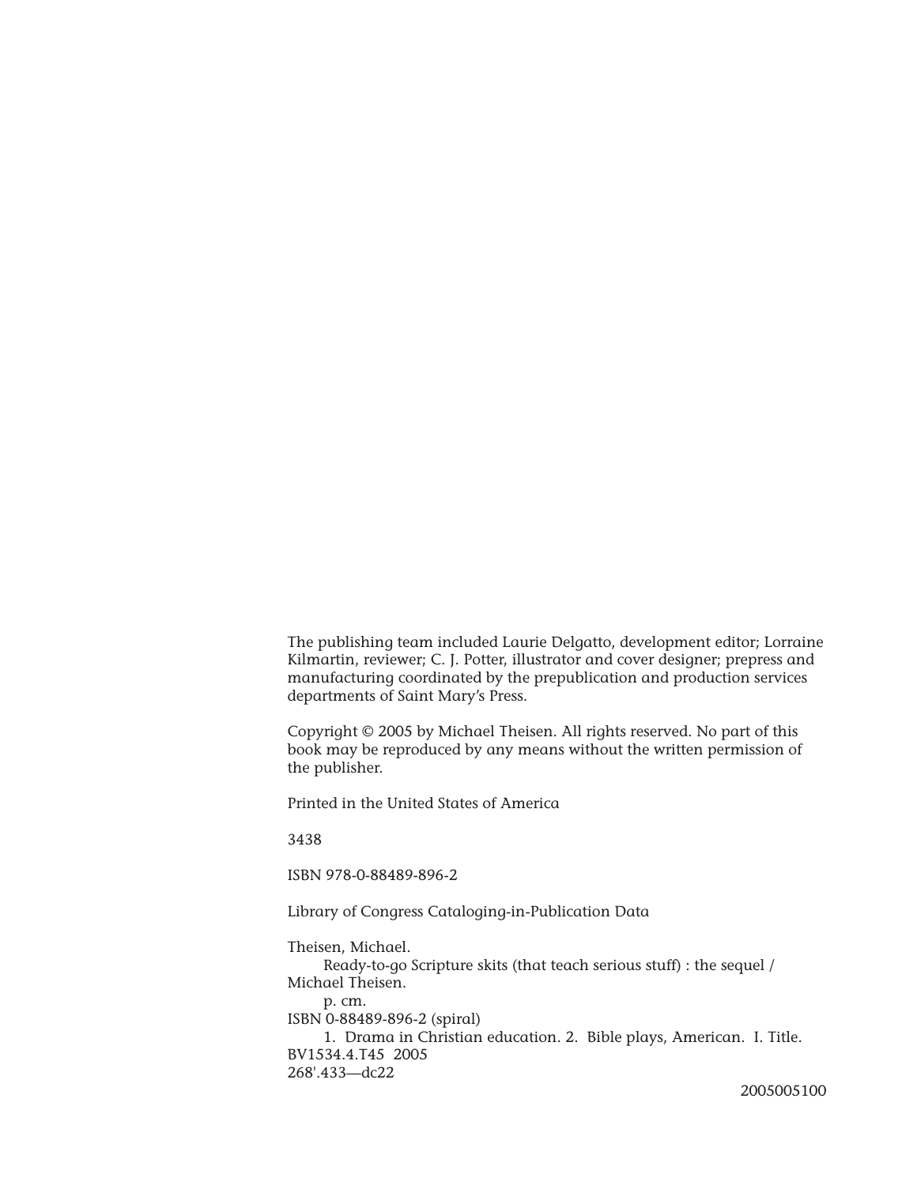The publishing team included Laurie Delgatto, development editor; Lorraine Kilmartin, reviewer; C. J. Potter, illustrator and cover designer; prepress and manufacturing coordinated by the prepublication and production services departments of Saint Mary's Press.

Copyright © 2005 by Michael Theisen. All rights reserved. No part of this book may be reproduced by any means without the written permission of the publisher.

Printed in the United States of America

3438

ISBN 978-0-88489-896-2

Library of Congress Cataloging-in-Publication Data

Theisen, Michael.
    Ready-to-go Scripture skits (that teach serious stuff) : the sequel / Michael Theisen.
    p. cm.
ISBN 0-88489-896-2 (spiral)
    1. Drama in Christian education. 2. Bible plays, American. I. Title.
BV1534.4.T45 2005
268'.433—dc22

2005005100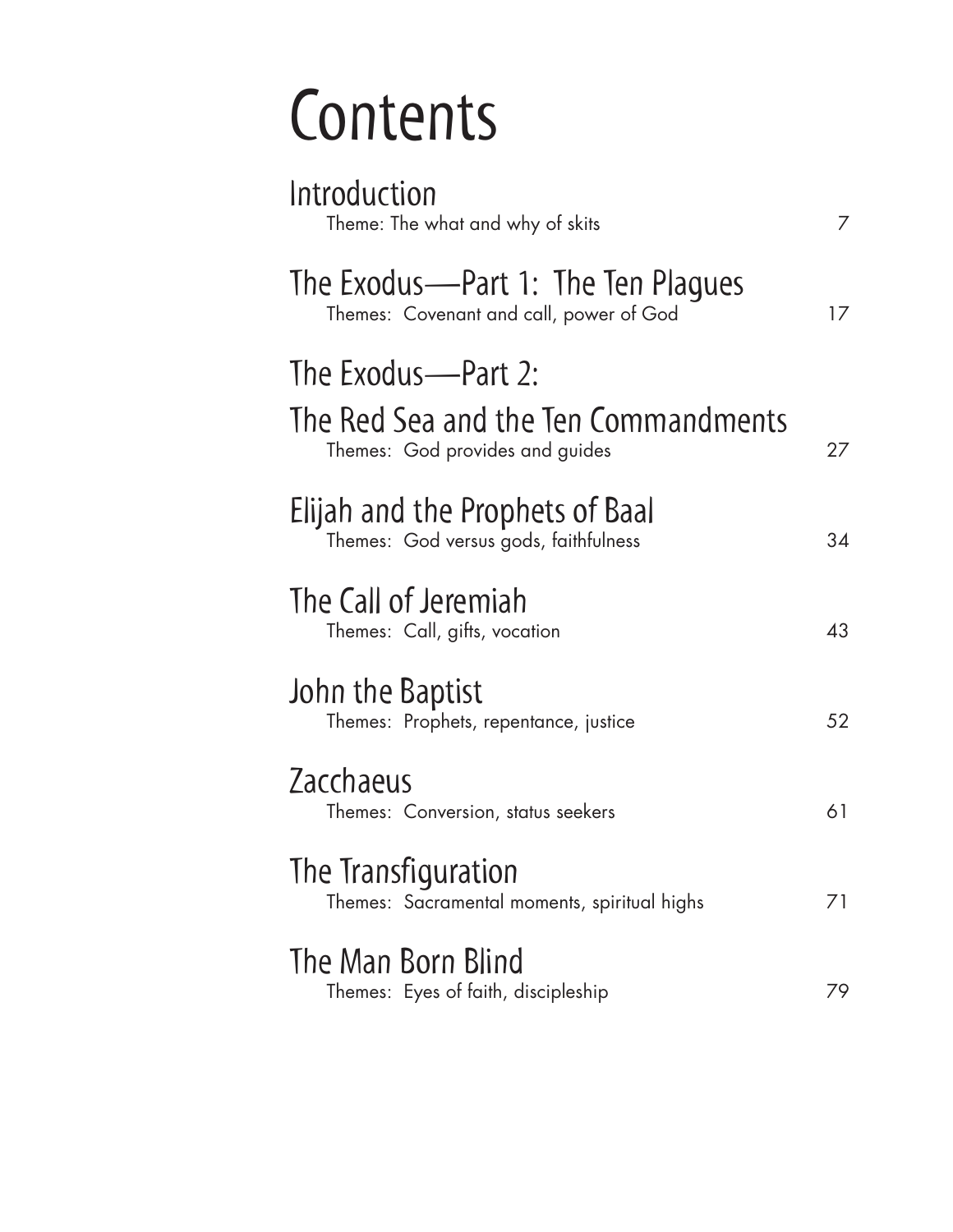# Contents

## Introduction
Theme: The what and why of skits 7

## The Exodus—Part 1: The Ten Plagues
Themes: Covenant and call, power of God 17

## The Exodus—Part 2: The Red Sea and the Ten Commandments
Themes: God provides and guides 27

## Elijah and the Prophets of Baal
Themes: God versus gods, faithfulness 34

## The Call of Jeremiah
Themes: Call, gifts, vocation 43

## John the Baptist
Themes: Prophets, repentance, justice 52

## Zacchaeus
Themes: Conversion, status seekers 61

## The Transfiguration
Themes: Sacramental moments, spiritual highs 71

## The Man Born Blind
Themes: Eyes of faith, discipleship 79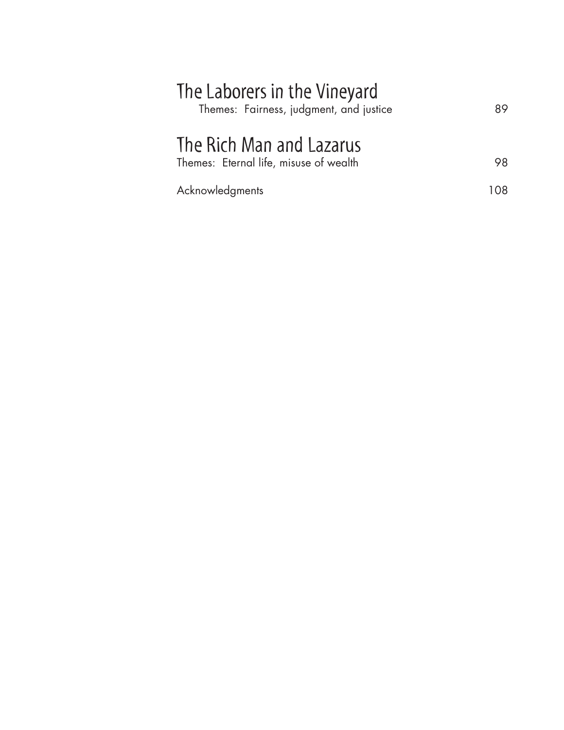## The Laborers in the Vineyard

Themes: Fairness, judgment, and justice 89

## The Rich Man and Lazarus

Themes: Eternal life, misuse of wealth 98

Acknowledgments 108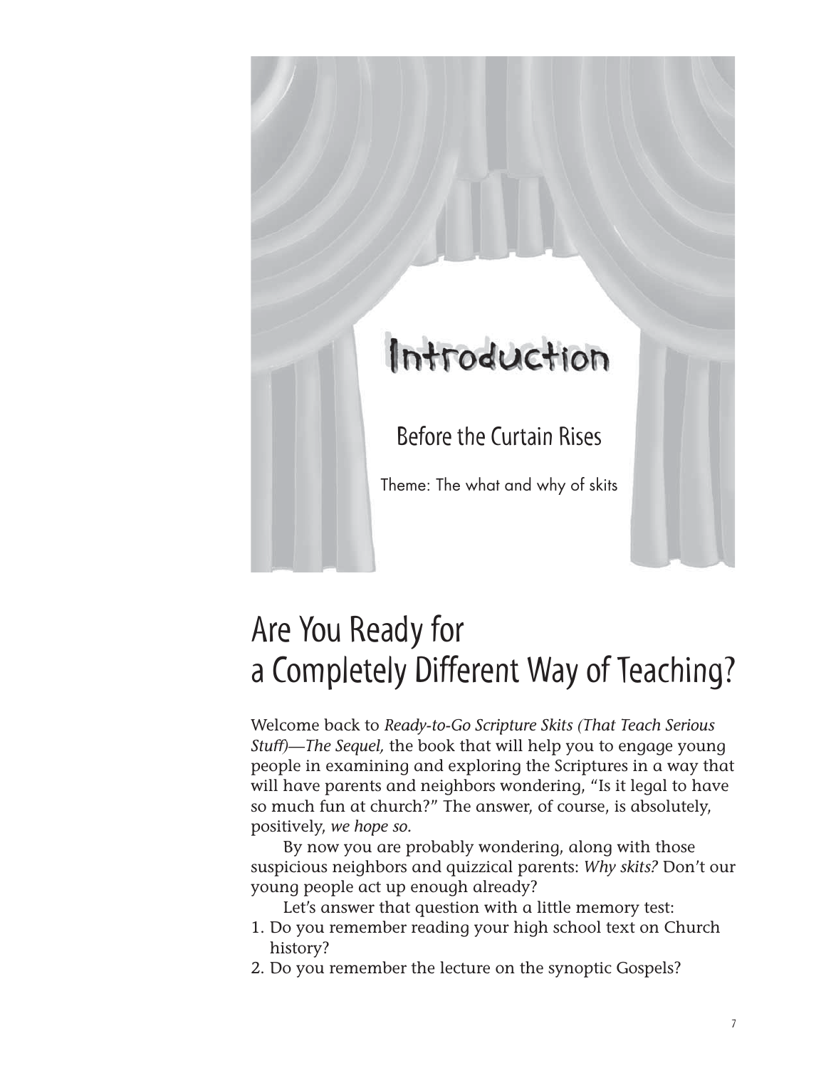# Introduction

## Before the Curtain Rises

Theme: The what and why of skits

# Are You Ready for a Completely Different Way of Teaching?

Welcome back to *Ready-to-Go Scripture Skits (That Teach Serious Stuff)—The Sequel,* the book that will help you to engage young people in examining and exploring the Scriptures in a way that will have parents and neighbors wondering, "Is it legal to have so much fun at church?" The answer, of course, is absolutely, positively, *we hope so.*

By now you are probably wondering, along with those suspicious neighbors and quizzical parents: *Why skits?* Don't our young people act up enough already?

Let's answer that question with a little memory test:

1. Do you remember reading your high school text on Church history?
2. Do you remember the lecture on the synoptic Gospels?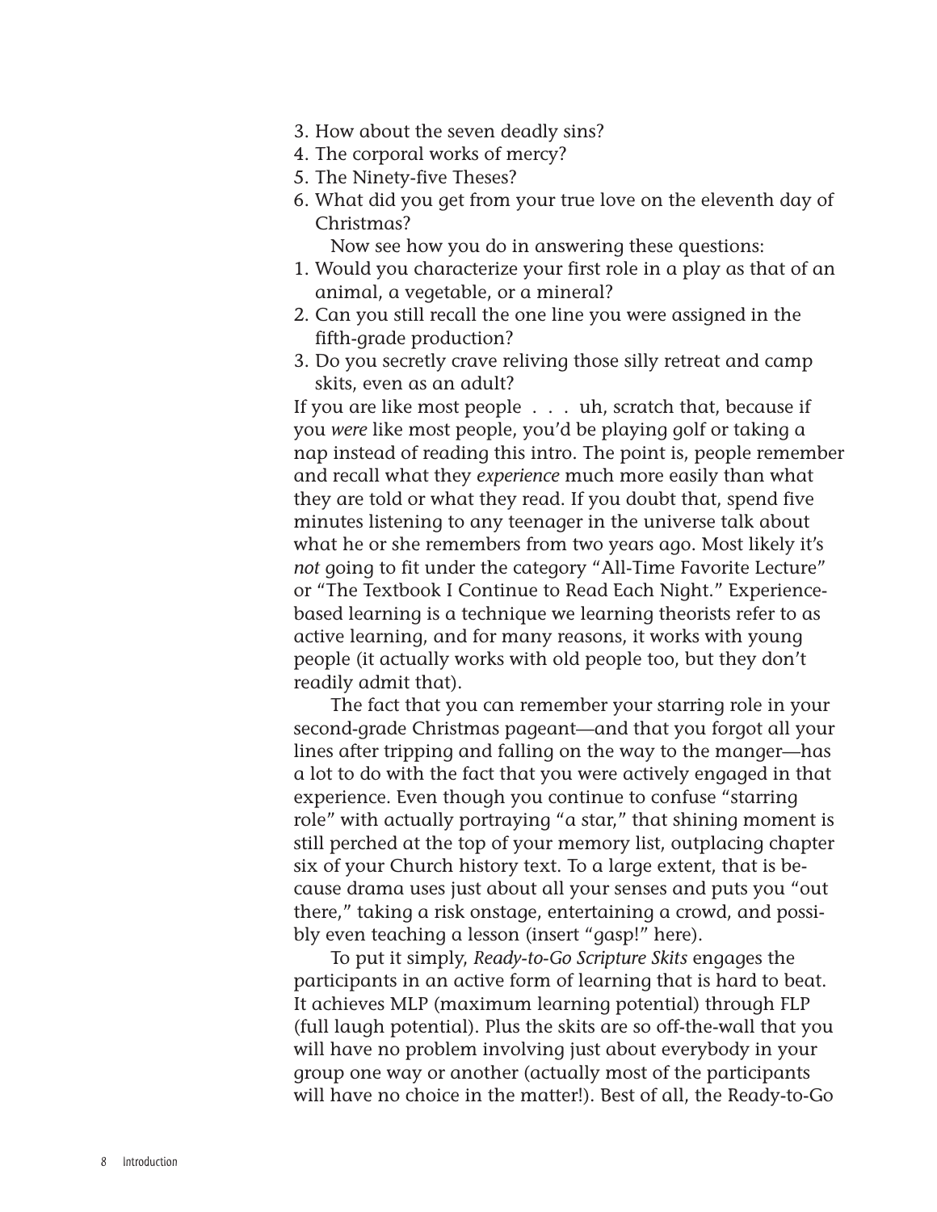3. How about the seven deadly sins?
4. The corporal works of mercy?
5. The Ninety-five Theses?
6. What did you get from your true love on the eleventh day of Christmas?

Now see how you do in answering these questions:

1. Would you characterize your first role in a play as that of an animal, a vegetable, or a mineral?
2. Can you still recall the one line you were assigned in the fifth-grade production?
3. Do you secretly crave reliving those silly retreat and camp skits, even as an adult?

If you are like most people . . . uh, scratch that, because if you *were* like most people, you'd be playing golf or taking a nap instead of reading this intro. The point is, people remember and recall what they *experience* much more easily than what they are told or what they read. If you doubt that, spend five minutes listening to any teenager in the universe talk about what he or she remembers from two years ago. Most likely it's *not* going to fit under the category "All-Time Favorite Lecture" or "The Textbook I Continue to Read Each Night." Experience-based learning is a technique we learning theorists refer to as active learning, and for many reasons, it works with young people (it actually works with old people too, but they don't readily admit that).

The fact that you can remember your starring role in your second-grade Christmas pageant—and that you forgot all your lines after tripping and falling on the way to the manger—has a lot to do with the fact that you were actively engaged in that experience. Even though you continue to confuse "starring role" with actually portraying "a star," that shining moment is still perched at the top of your memory list, outplacing chapter six of your Church history text. To a large extent, that is because drama uses just about all your senses and puts you "out there," taking a risk onstage, entertaining a crowd, and possibly even teaching a lesson (insert "gasp!" here).

To put it simply, *Ready-to-Go Scripture Skits* engages the participants in an active form of learning that is hard to beat. It achieves MLP (maximum learning potential) through FLP (full laugh potential). Plus the skits are so off-the-wall that you will have no problem involving just about everybody in your group one way or another (actually most of the participants will have no choice in the matter!). Best of all, the Ready-to-Go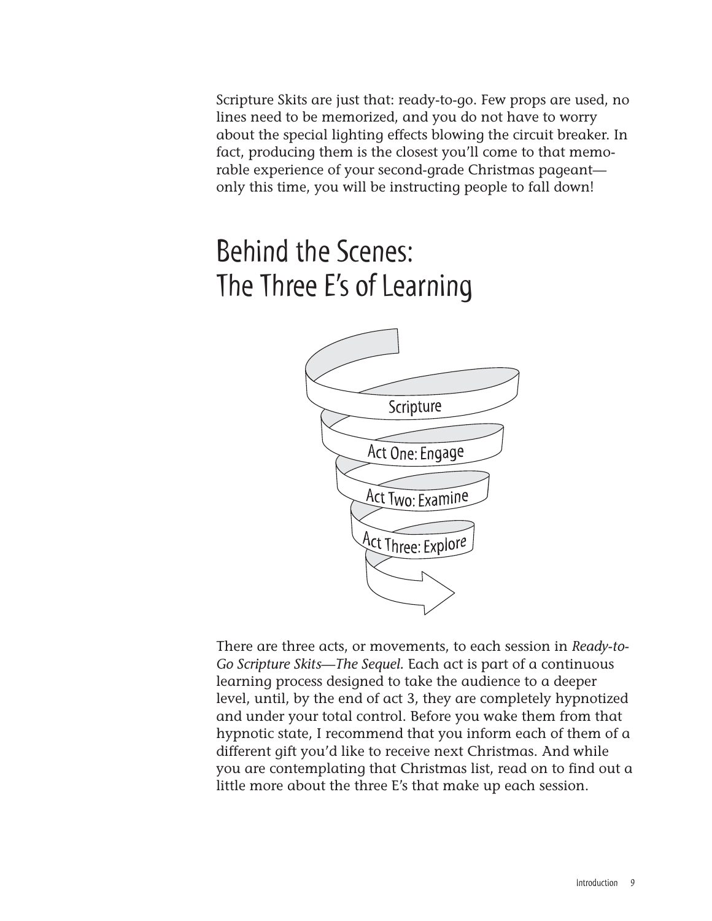Scripture Skits are just that: ready-to-go. Few props are used, no lines need to be memorized, and you do not have to worry about the special lighting effects blowing the circuit breaker. In fact, producing them is the closest you'll come to that memorable experience of your second-grade Christmas pageant—only this time, you will be instructing people to fall down!

## Behind the Scenes: The Three E's of Learning

Scripture

Act One: Engage

Act Two: Examine

Act Three: Explore

There are three acts, or movements, to each session in *Ready-to-Go Scripture Skits—The Sequel.* Each act is part of a continuous learning process designed to take the audience to a deeper level, until, by the end of act 3, they are completely hypnotized and under your total control. Before you wake them from that hypnotic state, I recommend that you inform each of them of a different gift you'd like to receive next Christmas. And while you are contemplating that Christmas list, read on to find out a little more about the three E's that make up each session.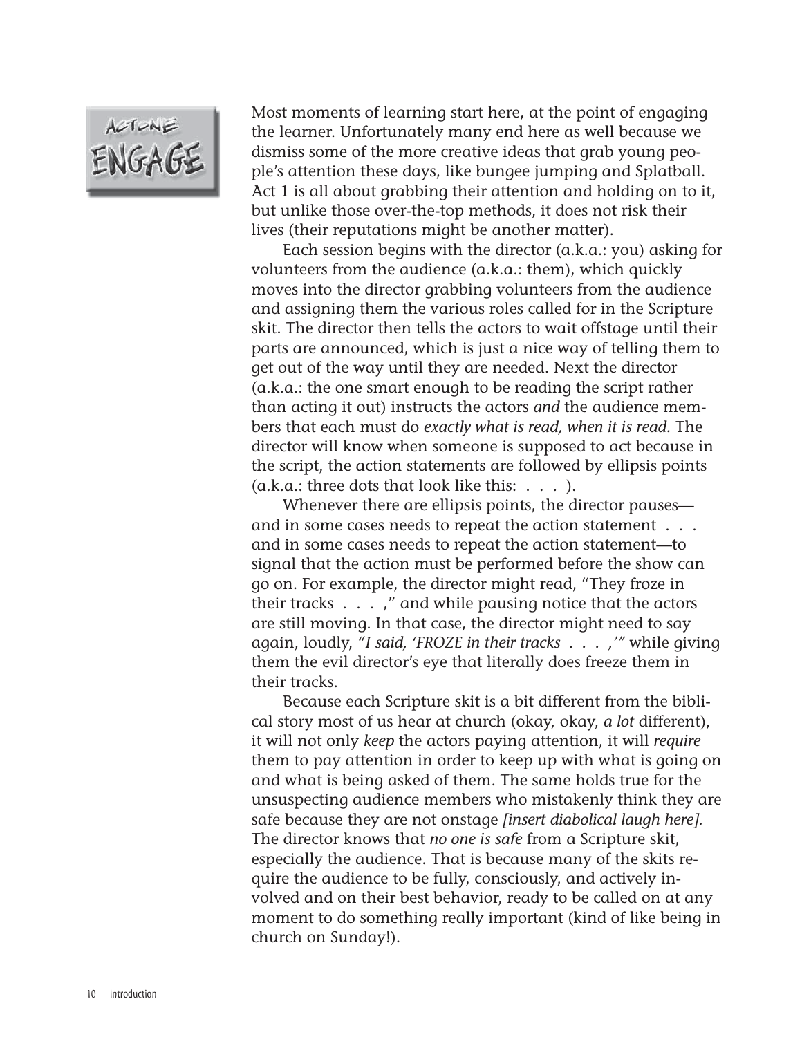## Act One: Engage

Most moments of learning start here, at the point of engaging the learner. Unfortunately many end here as well because we dismiss some of the more creative ideas that grab young people's attention these days, like bungee jumping and Splatball. Act 1 is all about grabbing their attention and holding on to it, but unlike those over-the-top methods, it does not risk their lives (their reputations might be another matter).

Each session begins with the director (a.k.a.: you) asking for volunteers from the audience (a.k.a.: them), which quickly moves into the director grabbing volunteers from the audience and assigning them the various roles called for in the Scripture skit. The director then tells the actors to wait offstage until their parts are announced, which is just a nice way of telling them to get out of the way until they are needed. Next the director (a.k.a.: the one smart enough to be reading the script rather than acting it out) instructs the actors *and* the audience members that each must do *exactly what is read, when it is read.* The director will know when someone is supposed to act because in the script, the action statements are followed by ellipsis points (a.k.a.: three dots that look like this: . . . ).

Whenever there are ellipsis points, the director pauses—and in some cases needs to repeat the action statement . . . and in some cases needs to repeat the action statement—to signal that the action must be performed before the show can go on. For example, the director might read, "They froze in their tracks . . . ," and while pausing notice that the actors are still moving. In that case, the director might need to say again, loudly, *"I said, 'FROZE in their tracks . . . ,'"* while giving them the evil director's eye that literally does freeze them in their tracks.

Because each Scripture skit is a bit different from the biblical story most of us hear at church (okay, okay, *a lot* different), it will not only *keep* the actors paying attention, it will *require* them to pay attention in order to keep up with what is going on and what is being asked of them. The same holds true for the unsuspecting audience members who mistakenly think they are safe because they are not onstage *[insert diabolical laugh here].* The director knows that *no one is safe* from a Scripture skit, especially the audience. That is because many of the skits require the audience to be fully, consciously, and actively involved and on their best behavior, ready to be called on at any moment to do something really important (kind of like being in church on Sunday!).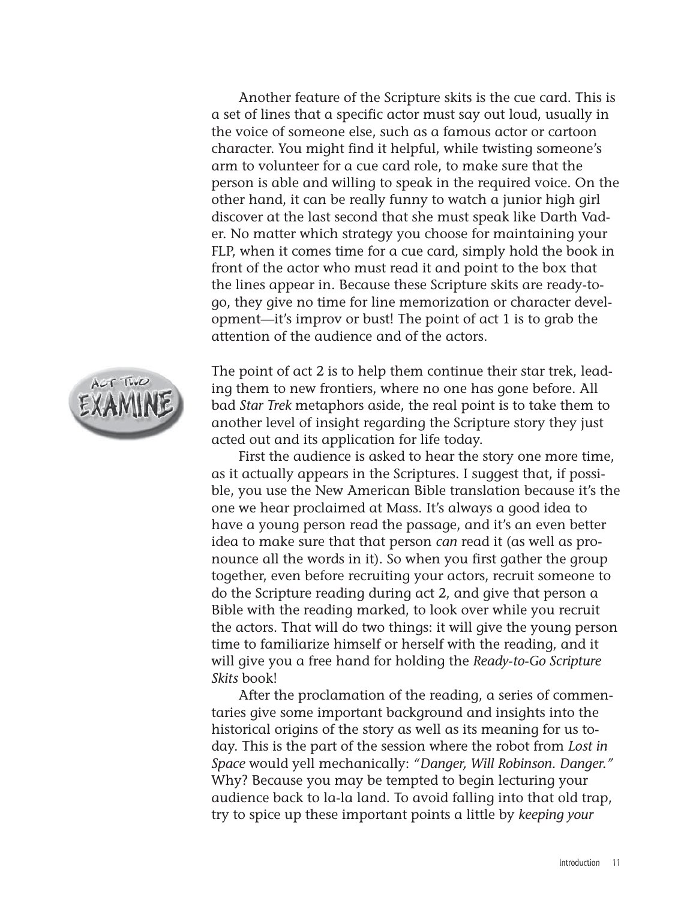Another feature of the Scripture skits is the cue card. This is a set of lines that a specific actor must say out loud, usually in the voice of someone else, such as a famous actor or cartoon character. You might find it helpful, while twisting someone's arm to volunteer for a cue card role, to make sure that the person is able and willing to speak in the required voice. On the other hand, it can be really funny to watch a junior high girl discover at the last second that she must speak like Darth Vader. No matter which strategy you choose for maintaining your FLP, when it comes time for a cue card, simply hold the book in front of the actor who must read it and point to the box that the lines appear in. Because these Scripture skits are ready-to-go, they give no time for line memorization or character development—it's improv or bust! The point of act 1 is to grab the attention of the audience and of the actors.

Act Two
EXAMINE

The point of act 2 is to help them continue their star trek, leading them to new frontiers, where no one has gone before. All bad *Star Trek* metaphors aside, the real point is to take them to another level of insight regarding the Scripture story they just acted out and its application for life today.

First the audience is asked to hear the story one more time, as it actually appears in the Scriptures. I suggest that, if possible, you use the New American Bible translation because it's the one we hear proclaimed at Mass. It's always a good idea to have a young person read the passage, and it's an even better idea to make sure that that person *can* read it (as well as pronounce all the words in it). So when you first gather the group together, even before recruiting your actors, recruit someone to do the Scripture reading during act 2, and give that person a Bible with the reading marked, to look over while you recruit the actors. That will do two things: it will give the young person time to familiarize himself or herself with the reading, and it will give you a free hand for holding the *Ready-to-Go Scripture Skits* book!

After the proclamation of the reading, a series of commentaries give some important background and insights into the historical origins of the story as well as its meaning for us today. This is the part of the session where the robot from *Lost in Space* would yell mechanically: *"Danger, Will Robinson. Danger."* Why? Because you may be tempted to begin lecturing your audience back to la-la land. To avoid falling into that old trap, try to spice up these important points a little by *keeping your*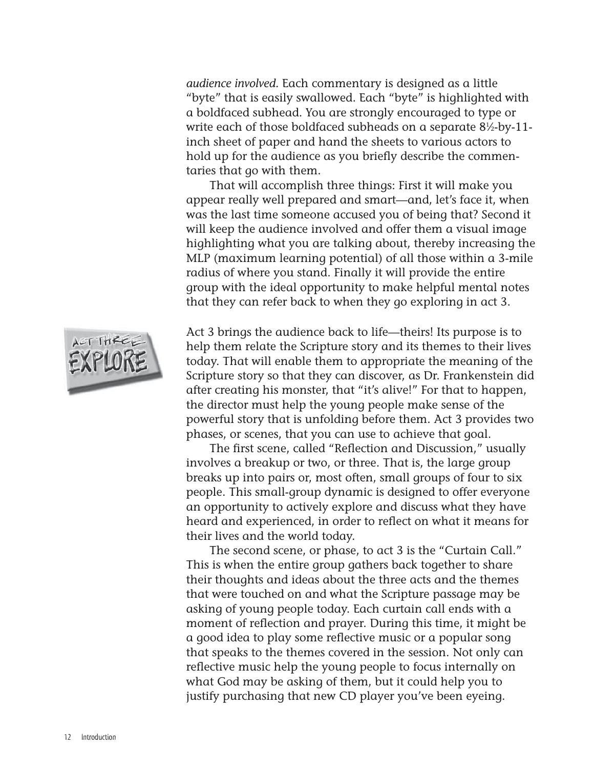*audience involved.* Each commentary is designed as a little "byte" that is easily swallowed. Each "byte" is highlighted with a boldfaced subhead. You are strongly encouraged to type or write each of those boldfaced subheads on a separate 8½-by-11-inch sheet of paper and hand the sheets to various actors to hold up for the audience as you briefly describe the commentaries that go with them.

That will accomplish three things: First it will make you appear really well prepared and smart—and, let's face it, when was the last time someone accused you of being that? Second it will keep the audience involved and offer them a visual image highlighting what you are talking about, thereby increasing the MLP (maximum learning potential) of all those within a 3-mile radius of where you stand. Finally it will provide the entire group with the ideal opportunity to make helpful mental notes that they can refer back to when they go exploring in act 3.

ACT THREE EXPLORE

Act 3 brings the audience back to life—theirs! Its purpose is to help them relate the Scripture story and its themes to their lives today. That will enable them to appropriate the meaning of the Scripture story so that they can discover, as Dr. Frankenstein did after creating his monster, that "it's alive!" For that to happen, the director must help the young people make sense of the powerful story that is unfolding before them. Act 3 provides two phases, or scenes, that you can use to achieve that goal.

The first scene, called "Reflection and Discussion," usually involves a breakup or two, or three. That is, the large group breaks up into pairs or, most often, small groups of four to six people. This small-group dynamic is designed to offer everyone an opportunity to actively explore and discuss what they have heard and experienced, in order to reflect on what it means for their lives and the world today.

The second scene, or phase, to act 3 is the "Curtain Call." This is when the entire group gathers back together to share their thoughts and ideas about the three acts and the themes that were touched on and what the Scripture passage may be asking of young people today. Each curtain call ends with a moment of reflection and prayer. During this time, it might be a good idea to play some reflective music or a popular song that speaks to the themes covered in the session. Not only can reflective music help the young people to focus internally on what God may be asking of them, but it could help you to justify purchasing that new CD player you've been eyeing.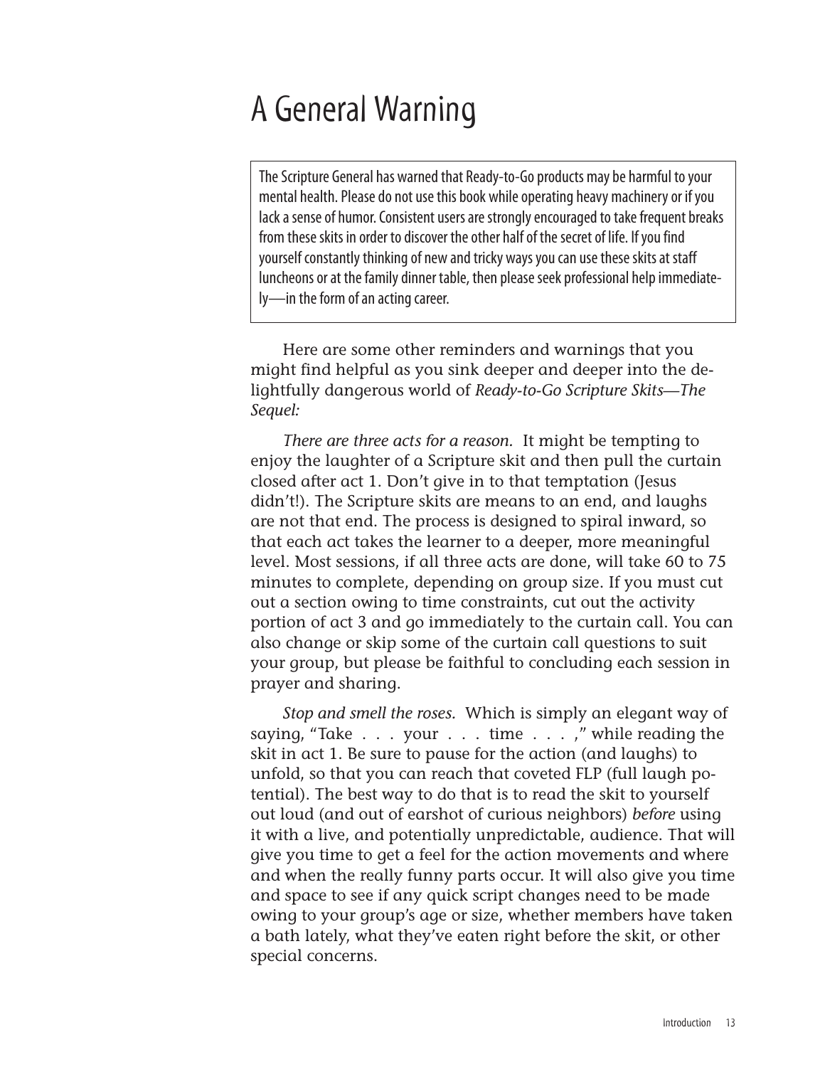# A General Warning

> The Scripture General has warned that Ready-to-Go products may be harmful to your mental health. Please do not use this book while operating heavy machinery or if you lack a sense of humor. Consistent users are strongly encouraged to take frequent breaks from these skits in order to discover the other half of the secret of life. If you find yourself constantly thinking of new and tricky ways you can use these skits at staff luncheons or at the family dinner table, then please seek professional help immediately—in the form of an acting career.

Here are some other reminders and warnings that you might find helpful as you sink deeper and deeper into the delightfully dangerous world of *Ready-to-Go Scripture Skits—The Sequel:*

*There are three acts for a reason.* It might be tempting to enjoy the laughter of a Scripture skit and then pull the curtain closed after act 1. Don't give in to that temptation (Jesus didn't!). The Scripture skits are means to an end, and laughs are not that end. The process is designed to spiral inward, so that each act takes the learner to a deeper, more meaningful level. Most sessions, if all three acts are done, will take 60 to 75 minutes to complete, depending on group size. If you must cut out a section owing to time constraints, cut out the activity portion of act 3 and go immediately to the curtain call. You can also change or skip some of the curtain call questions to suit your group, but please be faithful to concluding each session in prayer and sharing.

*Stop and smell the roses.* Which is simply an elegant way of saying, "Take . . . your . . . time . . . ," while reading the skit in act 1. Be sure to pause for the action (and laughs) to unfold, so that you can reach that coveted FLP (full laugh potential). The best way to do that is to read the skit to yourself out loud (and out of earshot of curious neighbors) *before* using it with a live, and potentially unpredictable, audience. That will give you time to get a feel for the action movements and where and when the really funny parts occur. It will also give you time and space to see if any quick script changes need to be made owing to your group's age or size, whether members have taken a bath lately, what they've eaten right before the skit, or other special concerns.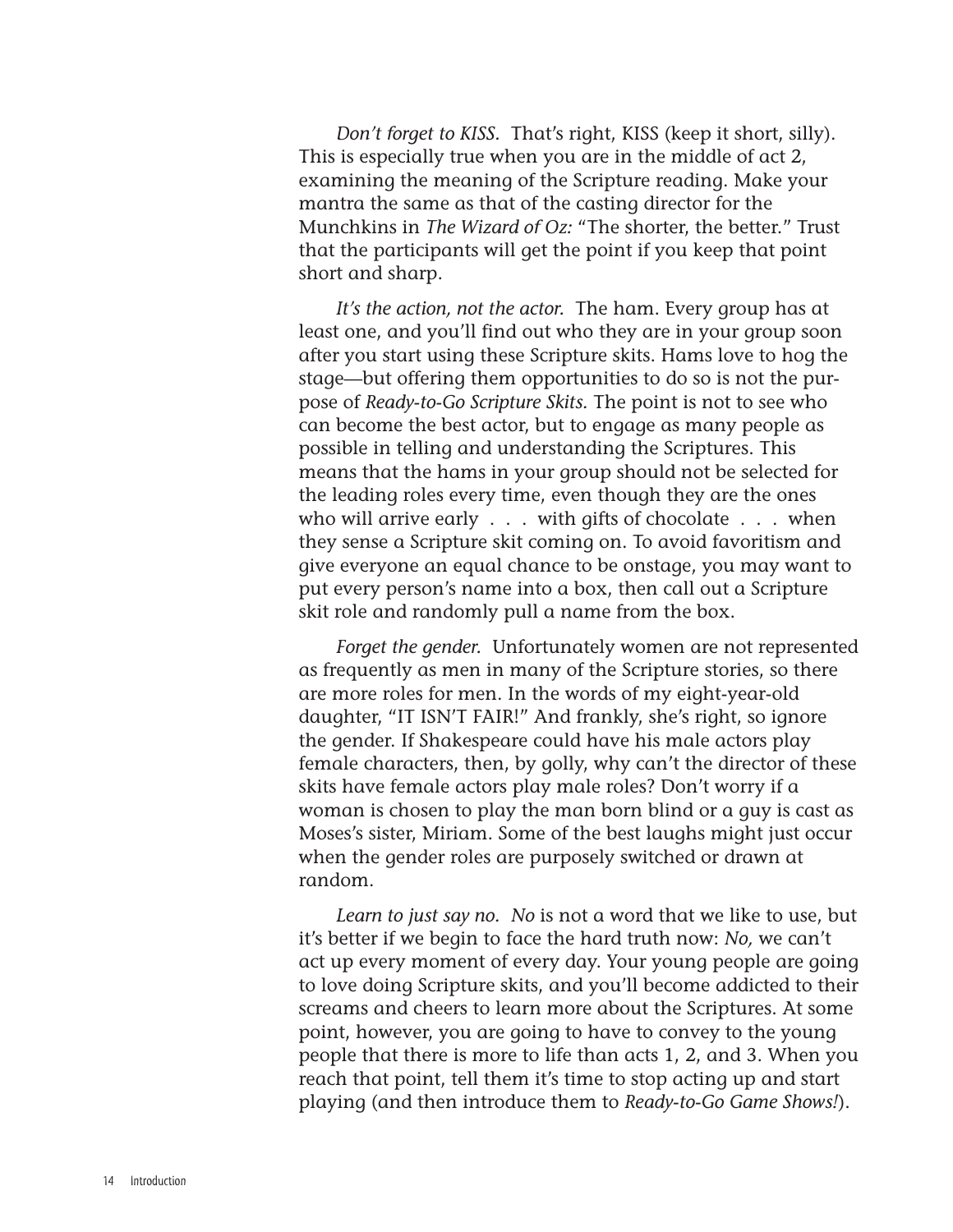*Don't forget to KISS.* That's right, KISS (keep it short, silly). This is especially true when you are in the middle of act 2, examining the meaning of the Scripture reading. Make your mantra the same as that of the casting director for the Munchkins in *The Wizard of Oz:* "The shorter, the better." Trust that the participants will get the point if you keep that point short and sharp.

*It's the action, not the actor.* The ham. Every group has at least one, and you'll find out who they are in your group soon after you start using these Scripture skits. Hams love to hog the stage—but offering them opportunities to do so is not the purpose of *Ready-to-Go Scripture Skits.* The point is not to see who can become the best actor, but to engage as many people as possible in telling and understanding the Scriptures. This means that the hams in your group should not be selected for the leading roles every time, even though they are the ones who will arrive early . . . with gifts of chocolate . . . when they sense a Scripture skit coming on. To avoid favoritism and give everyone an equal chance to be onstage, you may want to put every person's name into a box, then call out a Scripture skit role and randomly pull a name from the box.

*Forget the gender.* Unfortunately women are not represented as frequently as men in many of the Scripture stories, so there are more roles for men. In the words of my eight-year-old daughter, "IT ISN'T FAIR!" And frankly, she's right, so ignore the gender. If Shakespeare could have his male actors play female characters, then, by golly, why can't the director of these skits have female actors play male roles? Don't worry if a woman is chosen to play the man born blind or a guy is cast as Moses's sister, Miriam. Some of the best laughs might just occur when the gender roles are purposely switched or drawn at random.

*Learn to just say no.* *No* is not a word that we like to use, but it's better if we begin to face the hard truth now: *No,* we can't act up every moment of every day. Your young people are going to love doing Scripture skits, and you'll become addicted to their screams and cheers to learn more about the Scriptures. At some point, however, you are going to have to convey to the young people that there is more to life than acts 1, 2, and 3. When you reach that point, tell them it's time to stop acting up and start playing (and then introduce them to *Ready-to-Go Game Shows!*).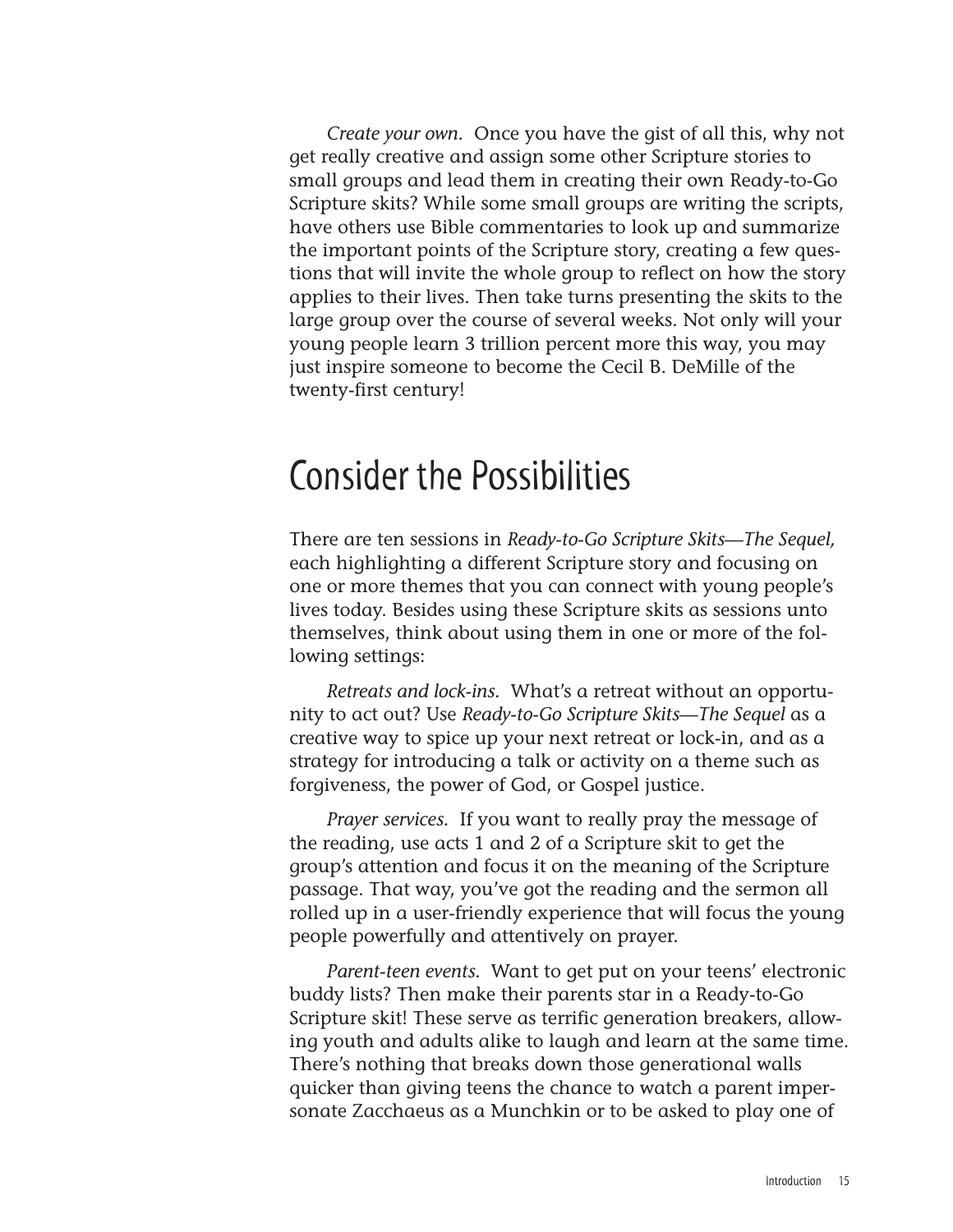*Create your own.* Once you have the gist of all this, why not get really creative and assign some other Scripture stories to small groups and lead them in creating their own Ready-to-Go Scripture skits? While some small groups are writing the scripts, have others use Bible commentaries to look up and summarize the important points of the Scripture story, creating a few questions that will invite the whole group to reflect on how the story applies to their lives. Then take turns presenting the skits to the large group over the course of several weeks. Not only will your young people learn 3 trillion percent more this way, you may just inspire someone to become the Cecil B. DeMille of the twenty-first century!

## Consider the Possibilities

There are ten sessions in *Ready-to-Go Scripture Skits—The Sequel,* each highlighting a different Scripture story and focusing on one or more themes that you can connect with young people's lives today. Besides using these Scripture skits as sessions unto themselves, think about using them in one or more of the following settings:

*Retreats and lock-ins.* What's a retreat without an opportunity to act out? Use *Ready-to-Go Scripture Skits—The Sequel* as a creative way to spice up your next retreat or lock-in, and as a strategy for introducing a talk or activity on a theme such as forgiveness, the power of God, or Gospel justice.

*Prayer services.* If you want to really pray the message of the reading, use acts 1 and 2 of a Scripture skit to get the group's attention and focus it on the meaning of the Scripture passage. That way, you've got the reading and the sermon all rolled up in a user-friendly experience that will focus the young people powerfully and attentively on prayer.

*Parent-teen events.* Want to get put on your teens' electronic buddy lists? Then make their parents star in a Ready-to-Go Scripture skit! These serve as terrific generation breakers, allowing youth and adults alike to laugh and learn at the same time. There's nothing that breaks down those generational walls quicker than giving teens the chance to watch a parent impersonate Zacchaeus as a Munchkin or to be asked to play one of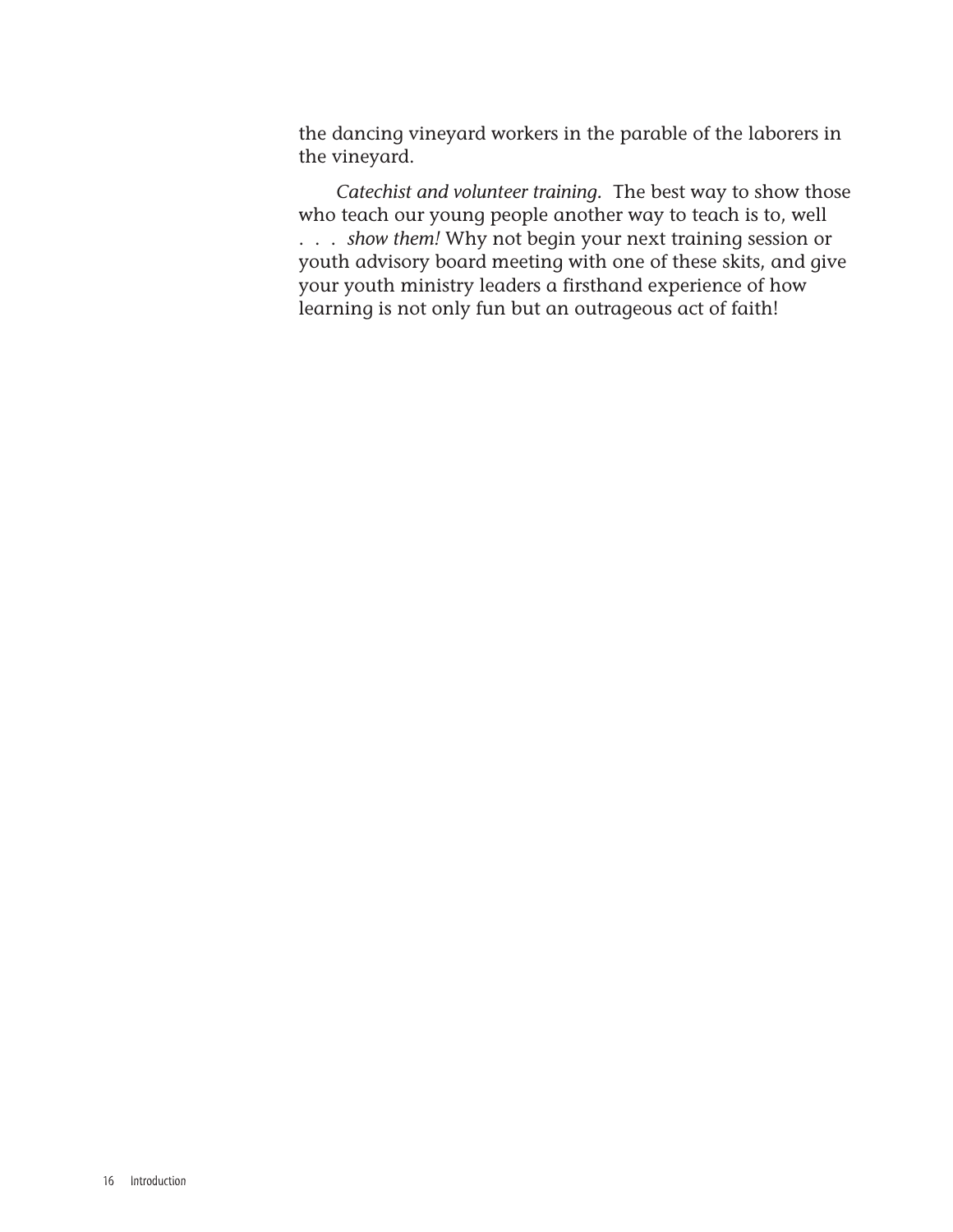the dancing vineyard workers in the parable of the laborers in the vineyard.

*Catechist and volunteer training.* The best way to show those who teach our young people another way to teach is to, well . . . *show them!* Why not begin your next training session or youth advisory board meeting with one of these skits, and give your youth ministry leaders a firsthand experience of how learning is not only fun but an outrageous act of faith!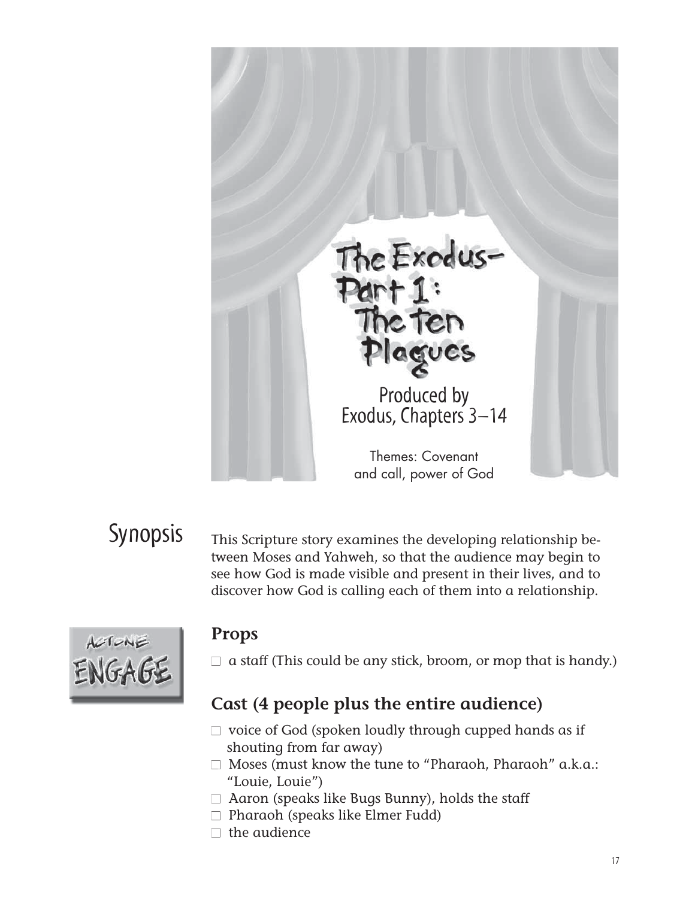# The Exodus—Part 1: The Ten Plagues

Produced by
Exodus, Chapters 3–14

Themes: Covenant and call, power of God

## Synopsis

This Scripture story examines the developing relationship between Moses and Yahweh, so that the audience may begin to see how God is made visible and present in their lives, and to discover how God is calling each of them into a relationship.

ACT ONE
ENGAGE

### Props

- a staff (This could be any stick, broom, or mop that is handy.)

### Cast (4 people plus the entire audience)

- voice of God (spoken loudly through cupped hands as if shouting from far away)
- Moses (must know the tune to "Pharaoh, Pharaoh" a.k.a.: "Louie, Louie")
- Aaron (speaks like Bugs Bunny), holds the staff
- Pharaoh (speaks like Elmer Fudd)
- the audience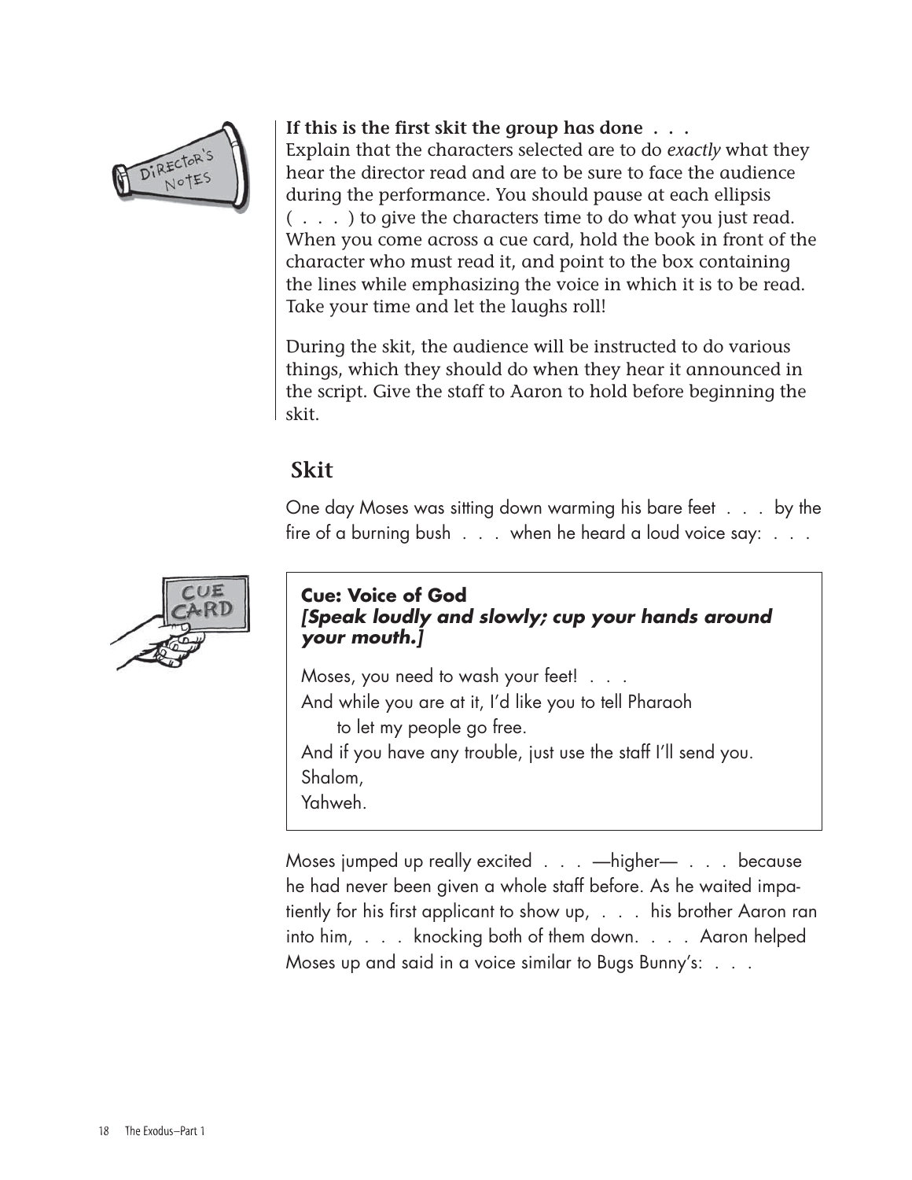**If this is the first skit the group has done . . .**
Explain that the characters selected are to do *exactly* what they hear the director read and are to be sure to face the audience during the performance. You should pause at each ellipsis ( . . . ) to give the characters time to do what you just read. When you come across a cue card, hold the book in front of the character who must read it, and point to the box containing the lines while emphasizing the voice in which it is to be read. Take your time and let the laughs roll!

During the skit, the audience will be instructed to do various things, which they should do when they hear it announced in the script. Give the staff to Aaron to hold before beginning the skit.

## Skit

One day Moses was sitting down warming his bare feet . . . by the fire of a burning bush . . . when he heard a loud voice say: . . .

**Cue: Voice of God**
***[Speak loudly and slowly; cup your hands around your mouth.]***

Moses, you need to wash your feet! . . .
And while you are at it, I'd like you to tell Pharaoh
to let my people go free.
And if you have any trouble, just use the staff I'll send you.
Shalom,
Yahweh.

Moses jumped up really excited . . . —higher— . . . because he had never been given a whole staff before. As he waited impatiently for his first applicant to show up, . . . his brother Aaron ran into him, . . . knocking both of them down. . . . Aaron helped Moses up and said in a voice similar to Bugs Bunny's: . . .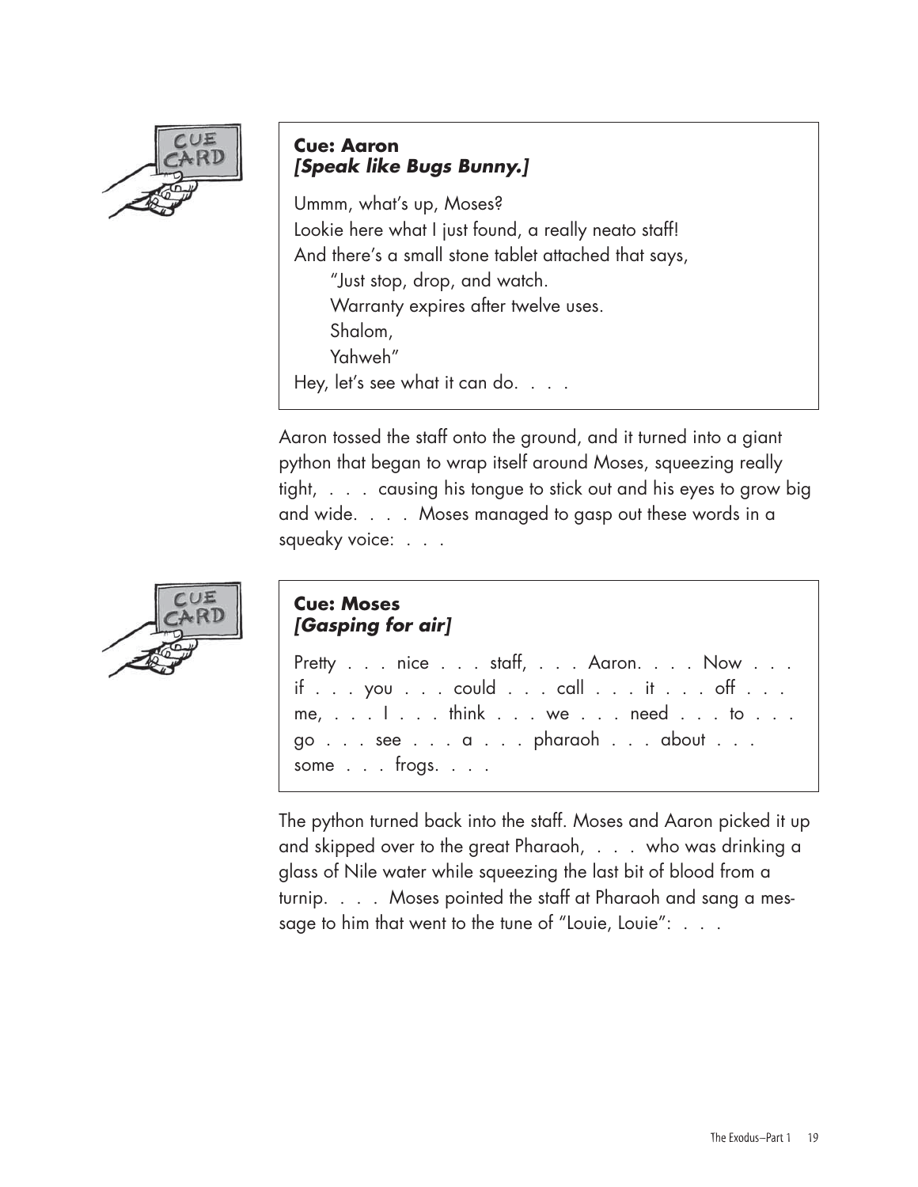**Cue: Aaron**
***[Speak like Bugs Bunny.]***

Ummm, what's up, Moses?
Lookie here what I just found, a really neato staff!
And there's a small stone tablet attached that says,
  "Just stop, drop, and watch.
  Warranty expires after twelve uses.
  Shalom,
  Yahweh"
Hey, let's see what it can do. . . .

Aaron tossed the staff onto the ground, and it turned into a giant python that began to wrap itself around Moses, squeezing really tight, . . . causing his tongue to stick out and his eyes to grow big and wide. . . . Moses managed to gasp out these words in a squeaky voice: . . .

**Cue: Moses**
***[Gasping for air]***

Pretty . . . nice . . . staff, . . . Aaron. . . . Now . . . if . . . you . . . could . . . call . . . it . . . off . . . me, . . . I . . . think . . . we . . . need . . . to . . . go . . . see . . . a . . . pharaoh . . . about . . . some . . . frogs. . . .

The python turned back into the staff. Moses and Aaron picked it up and skipped over to the great Pharaoh, . . . who was drinking a glass of Nile water while squeezing the last bit of blood from a turnip. . . . Moses pointed the staff at Pharaoh and sang a message to him that went to the tune of "Louie, Louie": . . .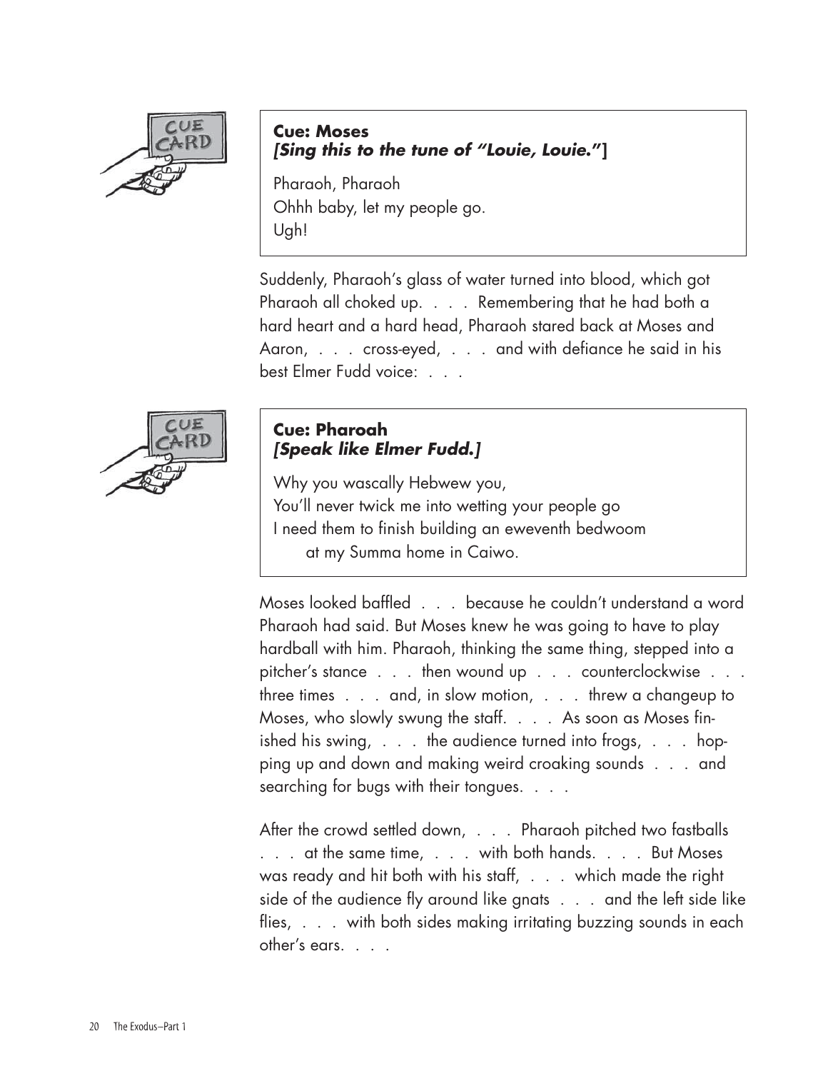**Cue: Moses**
***[Sing this to the tune of "Louie, Louie."*]**

Pharaoh, Pharaoh
Ohhh baby, let my people go.
Ugh!

Suddenly, Pharaoh's glass of water turned into blood, which got Pharaoh all choked up. . . . Remembering that he had both a hard heart and a hard head, Pharaoh stared back at Moses and Aaron, . . . cross-eyed, . . . and with defiance he said in his best Elmer Fudd voice: . . .

**Cue: Pharoah**
***[Speak like Elmer Fudd.]***

Why you wascally Hebwew you,
You'll never twick me into wetting your people go
I need them to finish building an eweventh bedwoom
at my Summa home in Caiwo.

Moses looked baffled . . . because he couldn't understand a word Pharaoh had said. But Moses knew he was going to have to play hardball with him. Pharaoh, thinking the same thing, stepped into a pitcher's stance . . . then wound up . . . counterclockwise . . . three times . . . and, in slow motion, . . . threw a changeup to Moses, who slowly swung the staff. . . . As soon as Moses finished his swing, . . . the audience turned into frogs, . . . hopping up and down and making weird croaking sounds . . . and searching for bugs with their tongues. . . .

After the crowd settled down, . . . Pharaoh pitched two fastballs . . . at the same time, . . . with both hands. . . . But Moses was ready and hit both with his staff, . . . which made the right side of the audience fly around like gnats . . . and the left side like flies, . . . with both sides making irritating buzzing sounds in each other's ears. . . .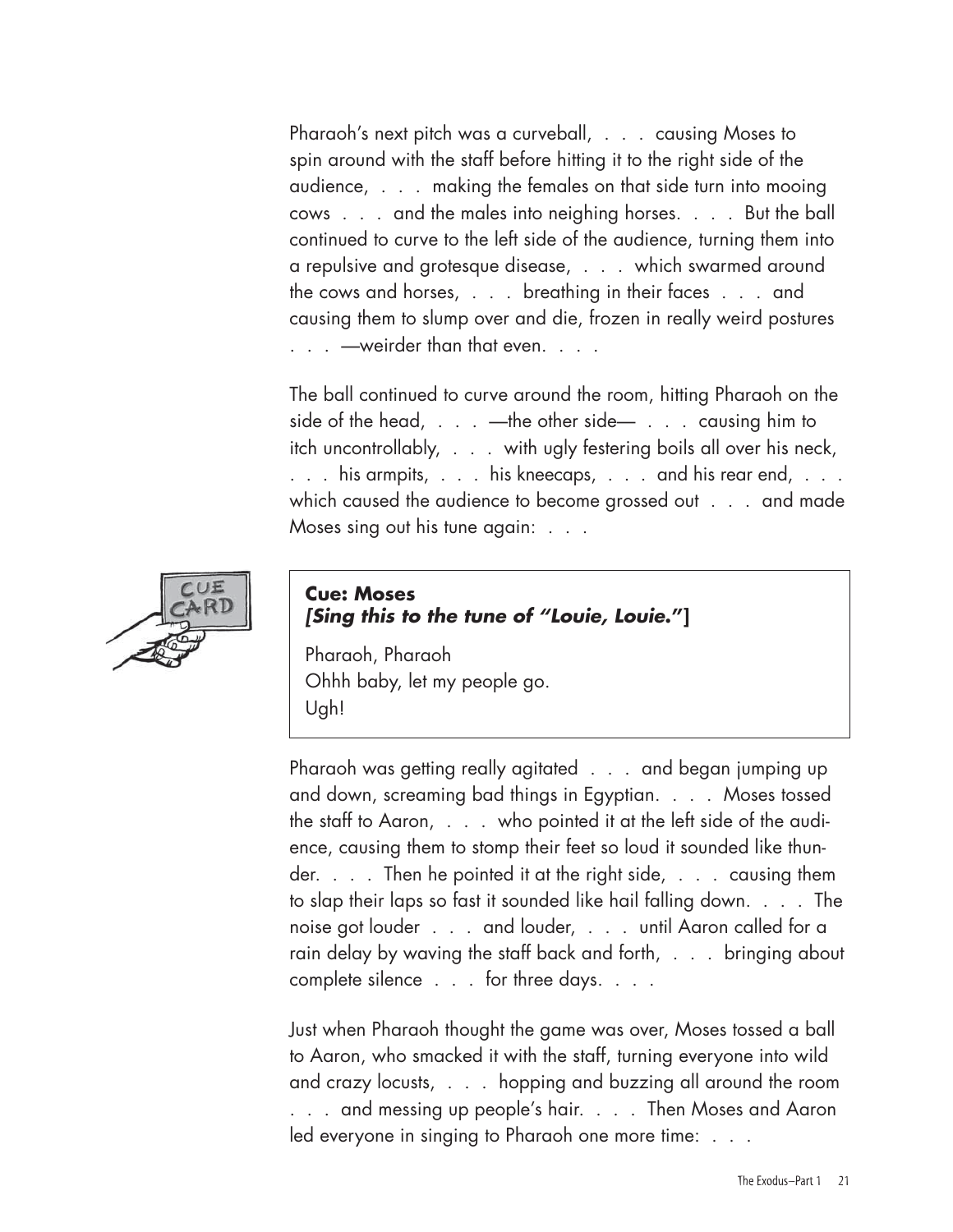Pharaoh's next pitch was a curveball, . . . causing Moses to spin around with the staff before hitting it to the right side of the audience, . . . making the females on that side turn into mooing cows . . . and the males into neighing horses. . . . But the ball continued to curve to the left side of the audience, turning them into a repulsive and grotesque disease, . . . which swarmed around the cows and horses, . . . breathing in their faces . . . and causing them to slump over and die, frozen in really weird postures . . . —weirder than that even. . . .

The ball continued to curve around the room, hitting Pharaoh on the side of the head, . . . —the other side— . . . causing him to itch uncontrollably, . . . with ugly festering boils all over his neck, . . . his armpits, . . . his kneecaps, . . . and his rear end, . . . which caused the audience to become grossed out . . . and made Moses sing out his tune again: . . .

CUE CARD

**Cue: Moses**
***[Sing this to the tune of "Louie, Louie."*]**

Pharaoh, Pharaoh
Ohhh baby, let my people go.
Ugh!

Pharaoh was getting really agitated . . . and began jumping up and down, screaming bad things in Egyptian. . . . Moses tossed the staff to Aaron, . . . who pointed it at the left side of the audience, causing them to stomp their feet so loud it sounded like thunder. . . . Then he pointed it at the right side, . . . causing them to slap their laps so fast it sounded like hail falling down. . . . The noise got louder . . . and louder, . . . until Aaron called for a rain delay by waving the staff back and forth, . . . bringing about complete silence . . . for three days. . . .

Just when Pharaoh thought the game was over, Moses tossed a ball to Aaron, who smacked it with the staff, turning everyone into wild and crazy locusts, . . . hopping and buzzing all around the room . . . and messing up people's hair. . . . Then Moses and Aaron led everyone in singing to Pharaoh one more time: . . .